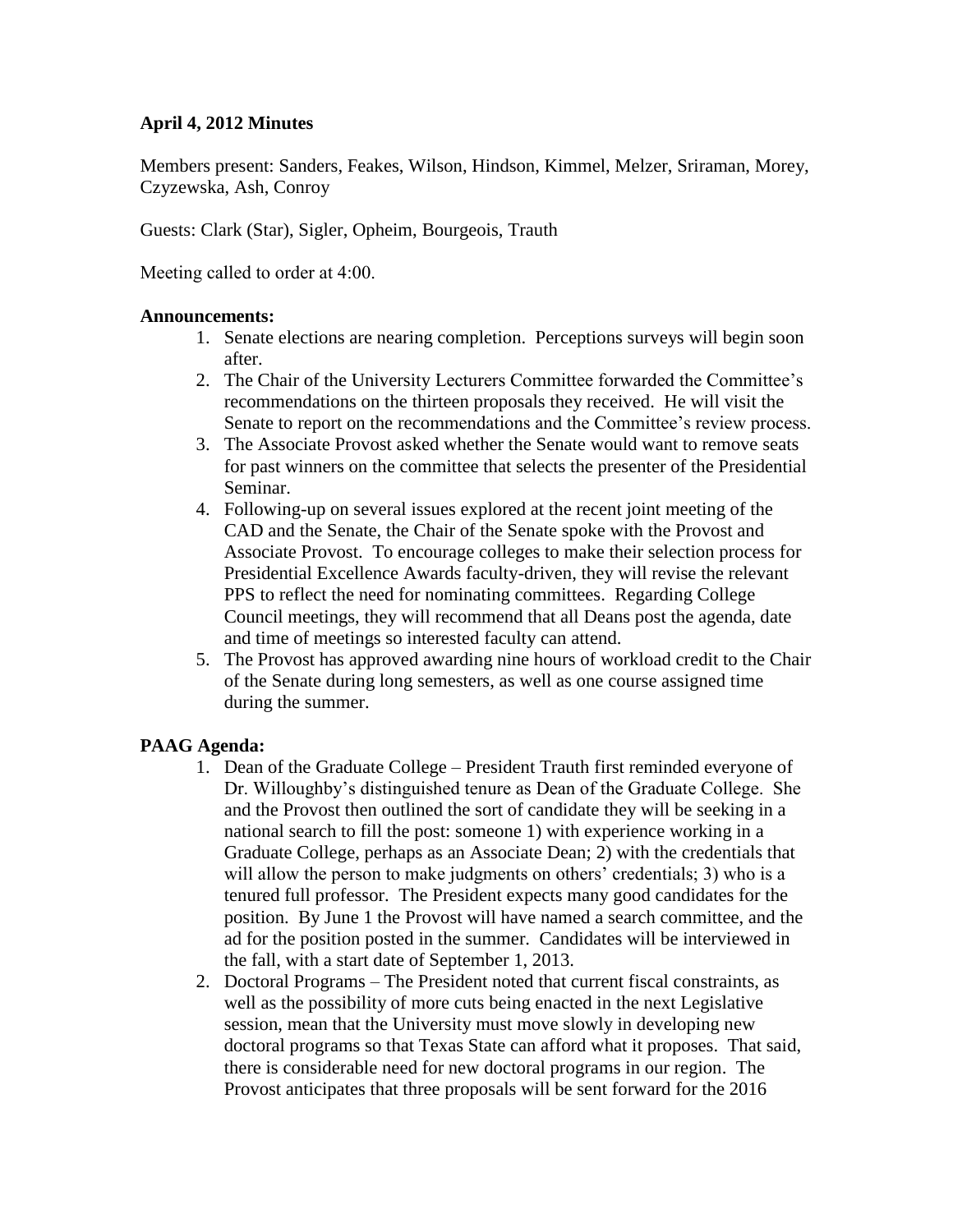**April 4, 2012 Minutes**

Members present: Sanders, Feakes, Wilson, Hindson, Kimmel, Melzer, Sriraman, Morey, Czyzewska, Ash, Conroy

Guests: Clark (Star), Sigler, Opheim, Bourgeois, Trauth

Meeting called to order at 4:00.

**Announcements:**

1. Senate elections are nearing completion. Perceptions surveys will begin soon after.
2. The Chair of the University Lecturers Committee forwarded the Committee's recommendations on the thirteen proposals they received. He will visit the Senate to report on the recommendations and the Committee's review process.
3. The Associate Provost asked whether the Senate would want to remove seats for past winners on the committee that selects the presenter of the Presidential Seminar.
4. Following-up on several issues explored at the recent joint meeting of the CAD and the Senate, the Chair of the Senate spoke with the Provost and Associate Provost. To encourage colleges to make their selection process for Presidential Excellence Awards faculty-driven, they will revise the relevant PPS to reflect the need for nominating committees. Regarding College Council meetings, they will recommend that all Deans post the agenda, date and time of meetings so interested faculty can attend.
5. The Provost has approved awarding nine hours of workload credit to the Chair of the Senate during long semesters, as well as one course assigned time during the summer.

**PAAG Agenda:**

1. Dean of the Graduate College – President Trauth first reminded everyone of Dr. Willoughby's distinguished tenure as Dean of the Graduate College. She and the Provost then outlined the sort of candidate they will be seeking in a national search to fill the post: someone 1) with experience working in a Graduate College, perhaps as an Associate Dean; 2) with the credentials that will allow the person to make judgments on others' credentials; 3) who is a tenured full professor. The President expects many good candidates for the position. By June 1 the Provost will have named a search committee, and the ad for the position posted in the summer. Candidates will be interviewed in the fall, with a start date of September 1, 2013.
2. Doctoral Programs – The President noted that current fiscal constraints, as well as the possibility of more cuts being enacted in the next Legislative session, mean that the University must move slowly in developing new doctoral programs so that Texas State can afford what it proposes. That said, there is considerable need for new doctoral programs in our region. The Provost anticipates that three proposals will be sent forward for the 2016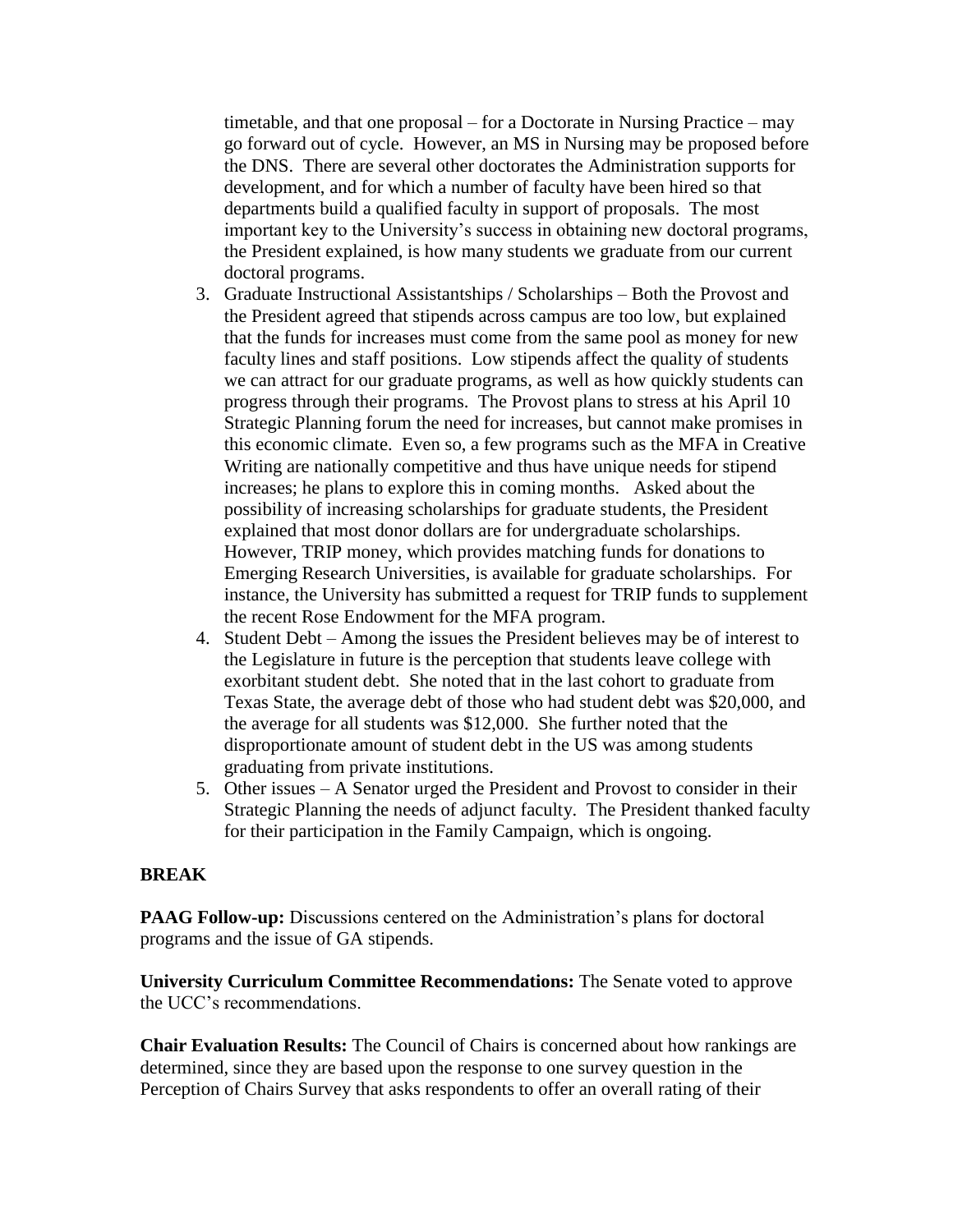timetable, and that one proposal – for a Doctorate in Nursing Practice – may go forward out of cycle. However, an MS in Nursing may be proposed before the DNS. There are several other doctorates the Administration supports for development, and for which a number of faculty have been hired so that departments build a qualified faculty in support of proposals. The most important key to the University's success in obtaining new doctoral programs, the President explained, is how many students we graduate from our current doctoral programs.

3. Graduate Instructional Assistantships / Scholarships – Both the Provost and the President agreed that stipends across campus are too low, but explained that the funds for increases must come from the same pool as money for new faculty lines and staff positions. Low stipends affect the quality of students we can attract for our graduate programs, as well as how quickly students can progress through their programs. The Provost plans to stress at his April 10 Strategic Planning forum the need for increases, but cannot make promises in this economic climate. Even so, a few programs such as the MFA in Creative Writing are nationally competitive and thus have unique needs for stipend increases; he plans to explore this in coming months. Asked about the possibility of increasing scholarships for graduate students, the President explained that most donor dollars are for undergraduate scholarships. However, TRIP money, which provides matching funds for donations to Emerging Research Universities, is available for graduate scholarships. For instance, the University has submitted a request for TRIP funds to supplement the recent Rose Endowment for the MFA program.
4. Student Debt – Among the issues the President believes may be of interest to the Legislature in future is the perception that students leave college with exorbitant student debt. She noted that in the last cohort to graduate from Texas State, the average debt of those who had student debt was $20,000, and the average for all students was $12,000. She further noted that the disproportionate amount of student debt in the US was among students graduating from private institutions.
5. Other issues – A Senator urged the President and Provost to consider in their Strategic Planning the needs of adjunct faculty. The President thanked faculty for their participation in the Family Campaign, which is ongoing.

**BREAK**

**PAAG Follow-up:** Discussions centered on the Administration's plans for doctoral programs and the issue of GA stipends.

**University Curriculum Committee Recommendations:** The Senate voted to approve the UCC's recommendations.

**Chair Evaluation Results:** The Council of Chairs is concerned about how rankings are determined, since they are based upon the response to one survey question in the Perception of Chairs Survey that asks respondents to offer an overall rating of their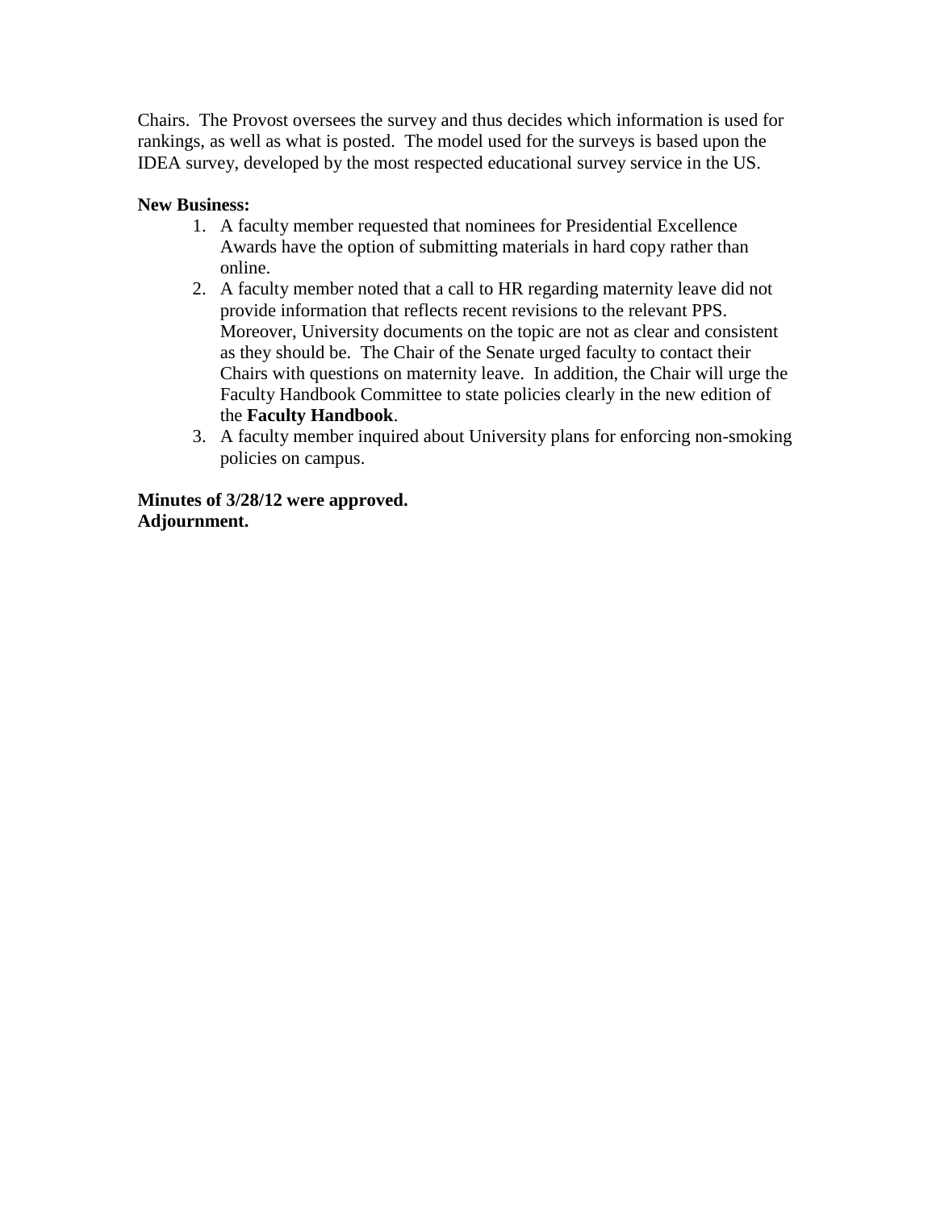Chairs. The Provost oversees the survey and thus decides which information is used for rankings, as well as what is posted. The model used for the surveys is based upon the IDEA survey, developed by the most respected educational survey service in the US.

**New Business:**

1. A faculty member requested that nominees for Presidential Excellence Awards have the option of submitting materials in hard copy rather than online.
2. A faculty member noted that a call to HR regarding maternity leave did not provide information that reflects recent revisions to the relevant PPS. Moreover, University documents on the topic are not as clear and consistent as they should be. The Chair of the Senate urged faculty to contact their Chairs with questions on maternity leave. In addition, the Chair will urge the Faculty Handbook Committee to state policies clearly in the new edition of the **Faculty Handbook**.
3. A faculty member inquired about University plans for enforcing non-smoking policies on campus.

**Minutes of 3/28/12 were approved.**
**Adjournment.**